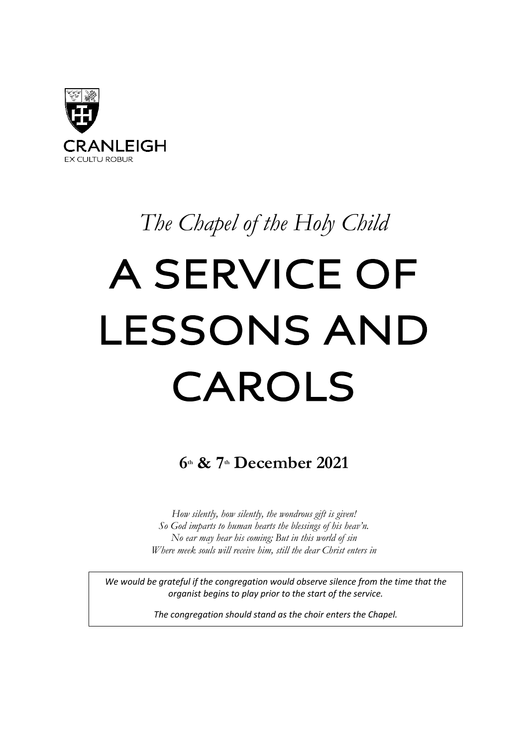CRANLEIGH

EX CULTU ROBUR

*The Chapel of the Holy Child*

# A SERVICE OF LESSONS AND CAROLS

**6th & 7th December 2021**

*How silently, how silently, the wondrous gift is given!*
*So God imparts to human hearts the blessings of his heav'n.*
*No ear may hear his coming; But in this world of sin*
*Where meek souls will receive him, still the dear Christ enters in*

*We would be grateful if the congregation would observe silence from the time that the organist begins to play prior to the start of the service.*

*The congregation should stand as the choir enters the Chapel.*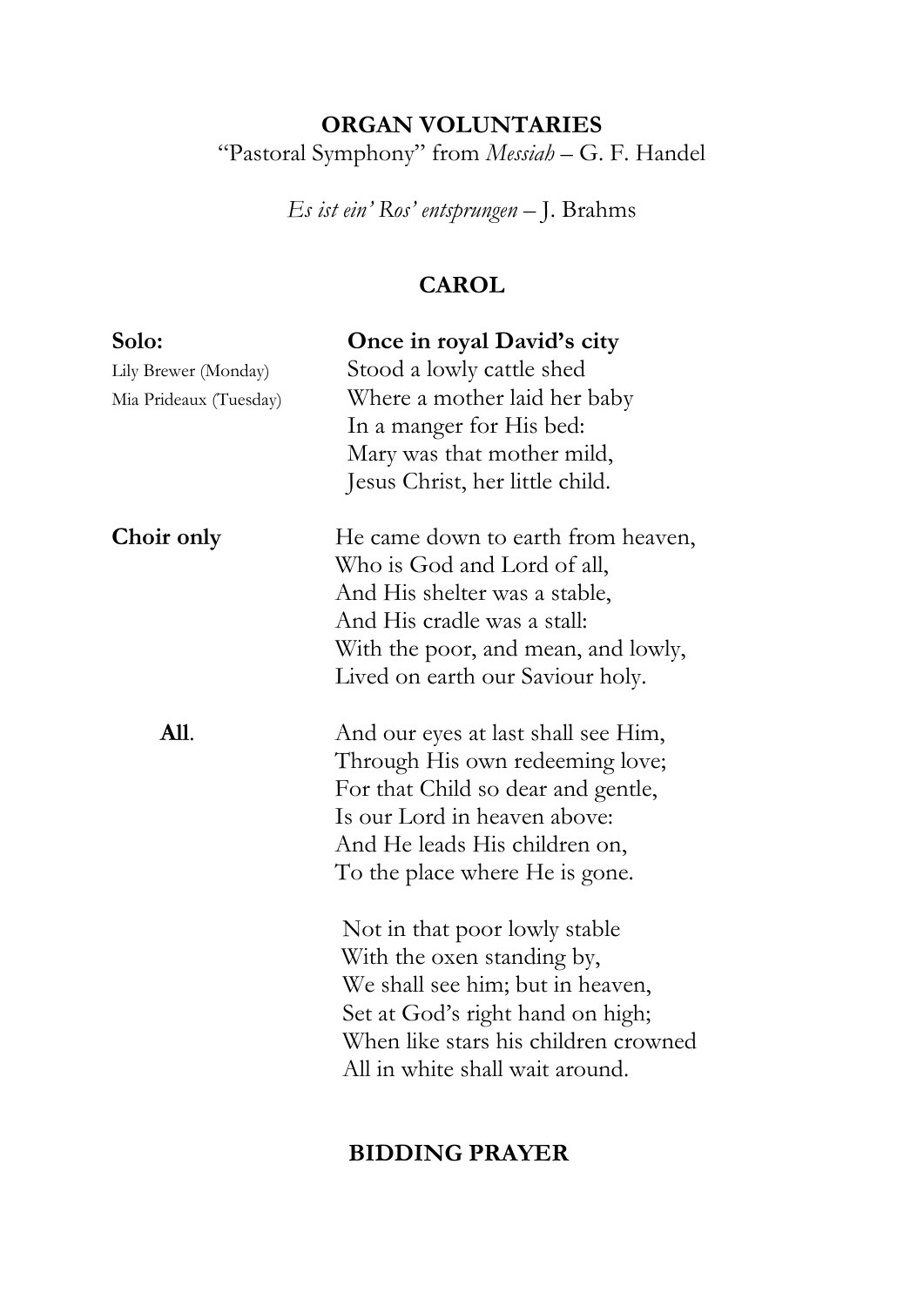## ORGAN VOLUNTARIES

"Pastoral Symphony" from *Messiah* – G. F. Handel

*Es ist ein' Ros' entsprungen* – J. Brahms

## CAROL

**Solo:**
Lily Brewer (Monday)
Mia Prideaux (Tuesday)

**Once in royal David's city**
Stood a lowly cattle shed
Where a mother laid her baby
In a manger for His bed:
Mary was that mother mild,
Jesus Christ, her little child.

**Choir only**

He came down to earth from heaven,
Who is God and Lord of all,
And His shelter was a stable,
And His cradle was a stall:
With the poor, and mean, and lowly,
Lived on earth our Saviour holy.

**All**.

And our eyes at last shall see Him,
Through His own redeeming love;
For that Child so dear and gentle,
Is our Lord in heaven above:
And He leads His children on,
To the place where He is gone.

Not in that poor lowly stable
With the oxen standing by,
We shall see him; but in heaven,
Set at God's right hand on high;
When like stars his children crowned
All in white shall wait around.

## BIDDING PRAYER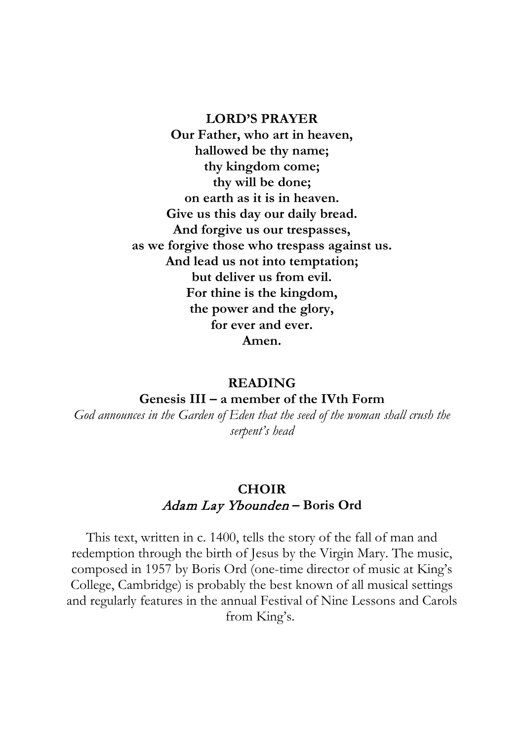**LORD'S PRAYER**

**Our Father, who art in heaven,**
**hallowed be thy name;**
**thy kingdom come;**
**thy will be done;**
**on earth as it is in heaven.**
**Give us this day our daily bread.**
**And forgive us our trespasses,**
**as we forgive those who trespass against us.**
**And lead us not into temptation;**
**but deliver us from evil.**
**For thine is the kingdom,**
**the power and the glory,**
**for ever and ever.**
**Amen.**

**READING**

**Genesis III – a member of the IVth Form**

*God announces in the Garden of Eden that the seed of the woman shall crush the serpent's head*

**CHOIR**

*Adam Lay Ybounden* **– Boris Ord**

This text, written in c. 1400, tells the story of the fall of man and redemption through the birth of Jesus by the Virgin Mary. The music, composed in 1957 by Boris Ord (one-time director of music at King's College, Cambridge) is probably the best known of all musical settings and regularly features in the annual Festival of Nine Lessons and Carols from King's.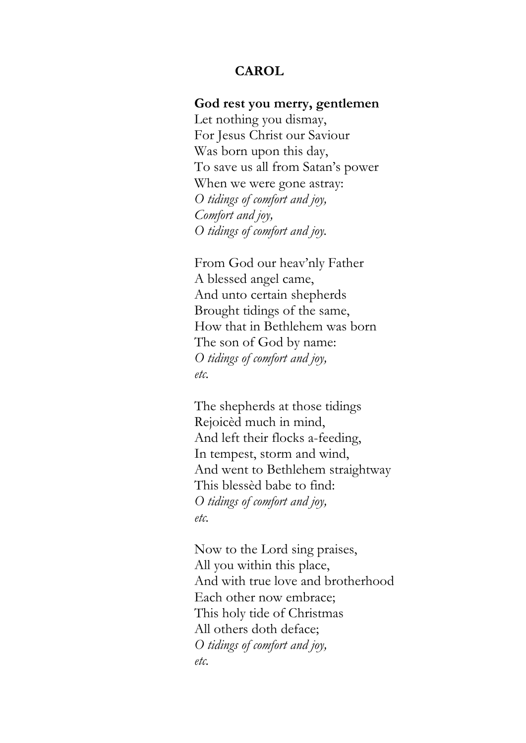## CAROL

**God rest you merry, gentlemen**
Let nothing you dismay,
For Jesus Christ our Saviour
Was born upon this day,
To save us all from Satan's power
When we were gone astray:
*O tidings of comfort and joy,*
*Comfort and joy,*
*O tidings of comfort and joy.*

From God our heav'nly Father
A blessed angel came,
And unto certain shepherds
Brought tidings of the same,
How that in Bethlehem was born
The son of God by name:
*O tidings of comfort and joy,*
*etc.*

The shepherds at those tidings
Rejoicèd much in mind,
And left their flocks a-feeding,
In tempest, storm and wind,
And went to Bethlehem straightway
This blessèd babe to find:
*O tidings of comfort and joy,*
*etc.*

Now to the Lord sing praises,
All you within this place,
And with true love and brotherhood
Each other now embrace;
This holy tide of Christmas
All others doth deface;
*O tidings of comfort and joy,*
*etc.*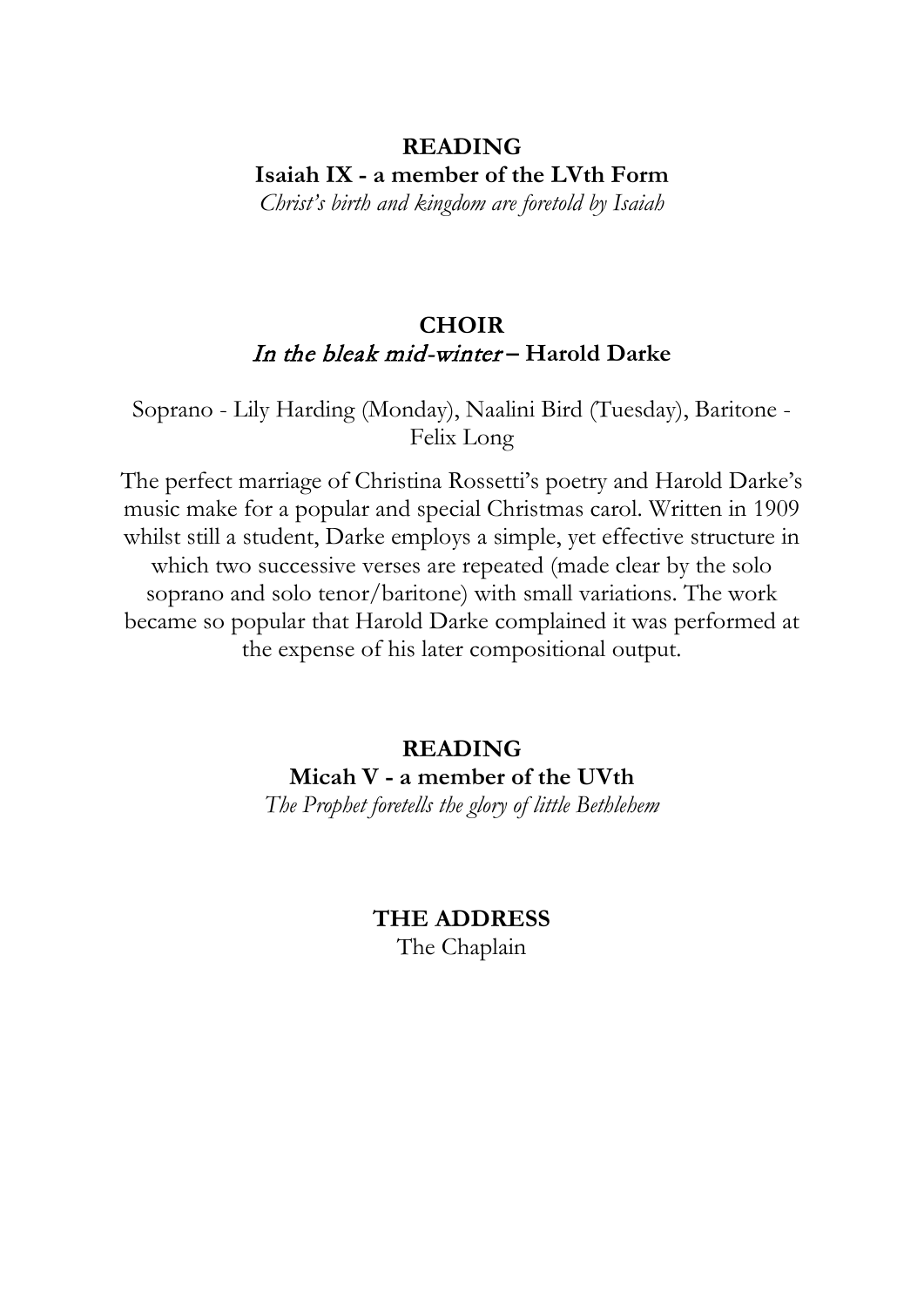**READING**

**Isaiah IX - a member of the LVth Form**

*Christ's birth and kingdom are foretold by Isaiah*

**CHOIR**

***In the bleak mid-winter* – Harold Darke**

Soprano - Lily Harding (Monday), Naalini Bird (Tuesday), Baritone - Felix Long

The perfect marriage of Christina Rossetti's poetry and Harold Darke's music make for a popular and special Christmas carol. Written in 1909 whilst still a student, Darke employs a simple, yet effective structure in which two successive verses are repeated (made clear by the solo soprano and solo tenor/baritone) with small variations. The work became so popular that Harold Darke complained it was performed at the expense of his later compositional output.

**READING**

**Micah V - a member of the UVth**

*The Prophet foretells the glory of little Bethlehem*

**THE ADDRESS**

The Chaplain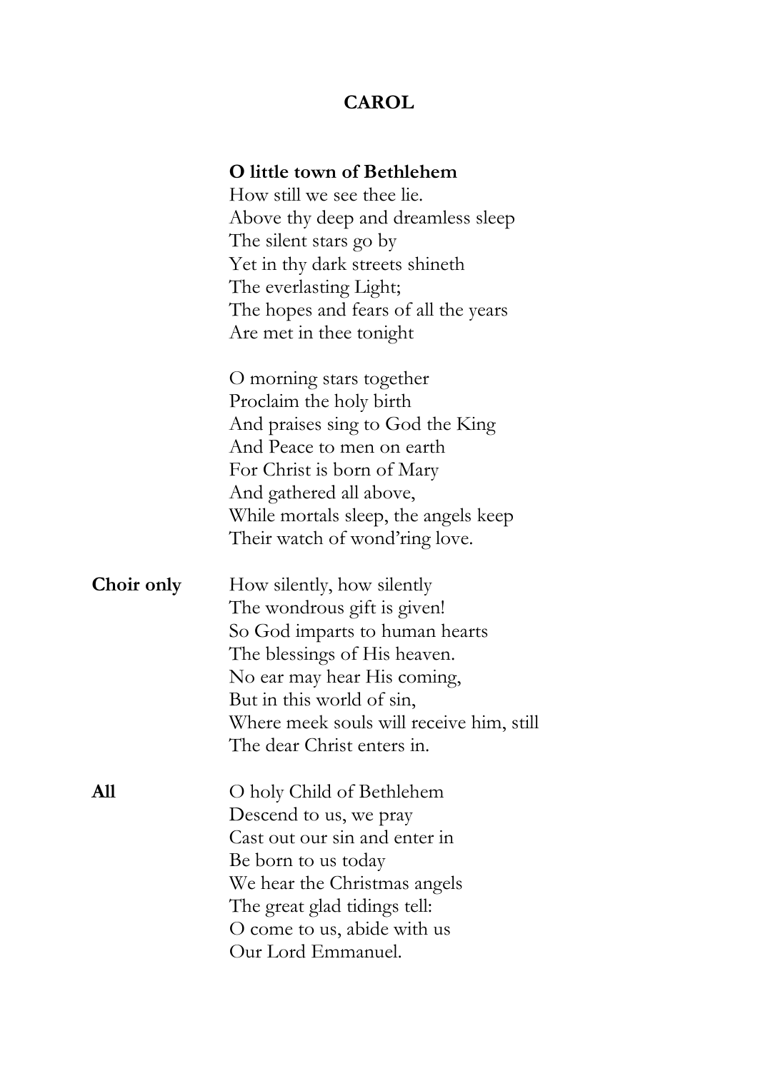## CAROL

**O little town of Bethlehem**
How still we see thee lie.
Above thy deep and dreamless sleep
The silent stars go by
Yet in thy dark streets shineth
The everlasting Light;
The hopes and fears of all the years
Are met in thee tonight

O morning stars together
Proclaim the holy birth
And praises sing to God the King
And Peace to men on earth
For Christ is born of Mary
And gathered all above,
While mortals sleep, the angels keep
Their watch of wond'ring love.

**Choir only**

How silently, how silently
The wondrous gift is given!
So God imparts to human hearts
The blessings of His heaven.
No ear may hear His coming,
But in this world of sin,
Where meek souls will receive him, still
The dear Christ enters in.

**All**

O holy Child of Bethlehem
Descend to us, we pray
Cast out our sin and enter in
Be born to us today
We hear the Christmas angels
The great glad tidings tell:
O come to us, abide with us
Our Lord Emmanuel.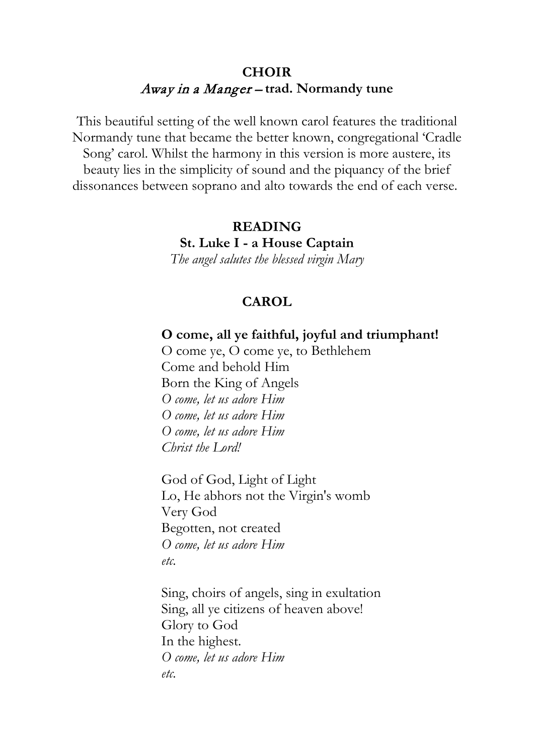**CHOIR**

*Away in a Manger* – **trad. Normandy tune**

This beautiful setting of the well known carol features the traditional Normandy tune that became the better known, congregational 'Cradle Song' carol. Whilst the harmony in this version is more austere, its beauty lies in the simplicity of sound and the piquancy of the brief dissonances between soprano and alto towards the end of each verse.

**READING**

**St. Luke I - a House Captain**

*The angel salutes the blessed virgin Mary*

**CAROL**

**O come, all ye faithful, joyful and triumphant!**
O come ye, O come ye, to Bethlehem
Come and behold Him
Born the King of Angels
*O come, let us adore Him*
*O come, let us adore Him*
*O come, let us adore Him*
*Christ the Lord!*

God of God, Light of Light
Lo, He abhors not the Virgin's womb
Very God
Begotten, not created
*O come, let us adore Him*
*etc.*

Sing, choirs of angels, sing in exultation
Sing, all ye citizens of heaven above!
Glory to God
In the highest.
*O come, let us adore Him*
*etc.*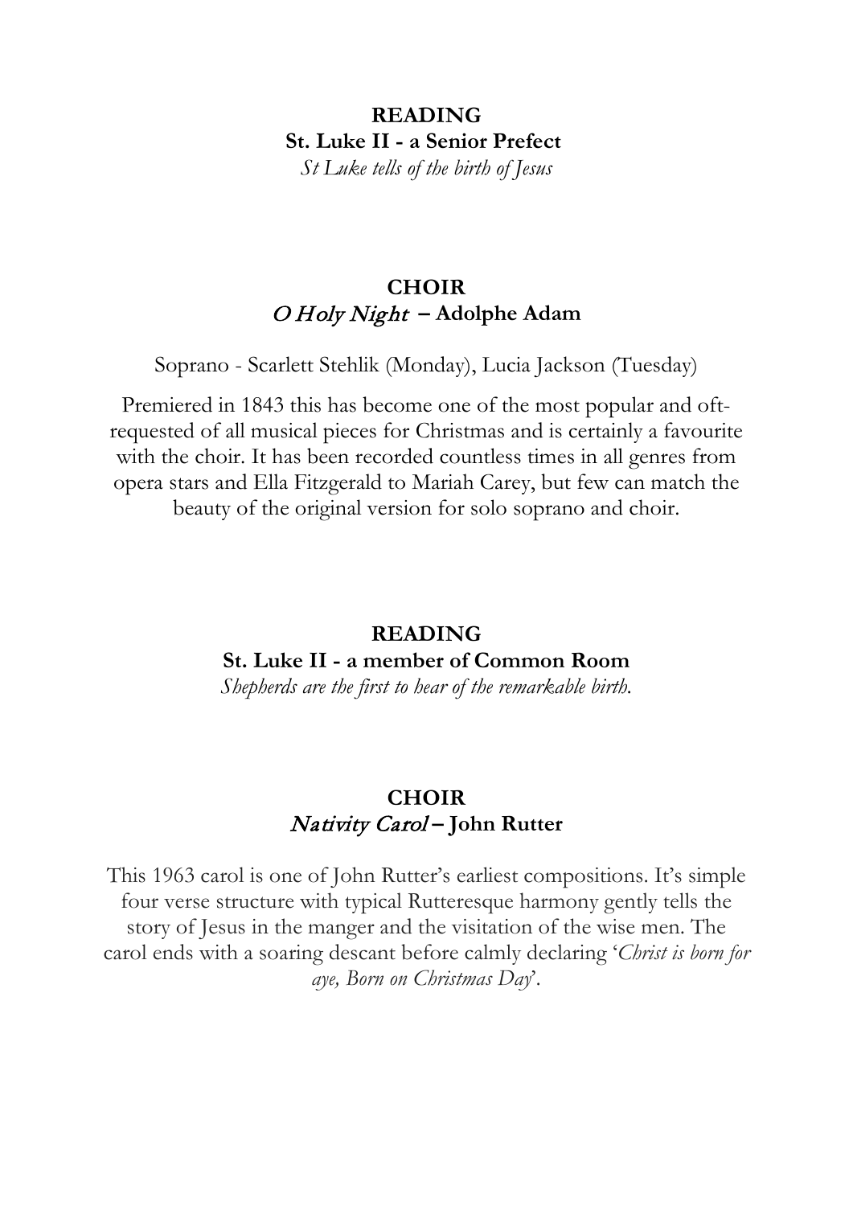**READING**

**St. Luke II - a Senior Prefect**

*St Luke tells of the birth of Jesus*

**CHOIR**

***O Holy Night* – Adolphe Adam**

Soprano - Scarlett Stehlik (Monday), Lucia Jackson (Tuesday)

Premiered in 1843 this has become one of the most popular and oft-requested of all musical pieces for Christmas and is certainly a favourite with the choir. It has been recorded countless times in all genres from opera stars and Ella Fitzgerald to Mariah Carey, but few can match the beauty of the original version for solo soprano and choir.

**READING**

**St. Luke II - a member of Common Room**

*Shepherds are the first to hear of the remarkable birth.*

**CHOIR**

***Nativity Carol* – John Rutter**

This 1963 carol is one of John Rutter's earliest compositions. It's simple four verse structure with typical Rutteresque harmony gently tells the story of Jesus in the manger and the visitation of the wise men. The carol ends with a soaring descant before calmly declaring '*Christ is born for aye, Born on Christmas Day*'.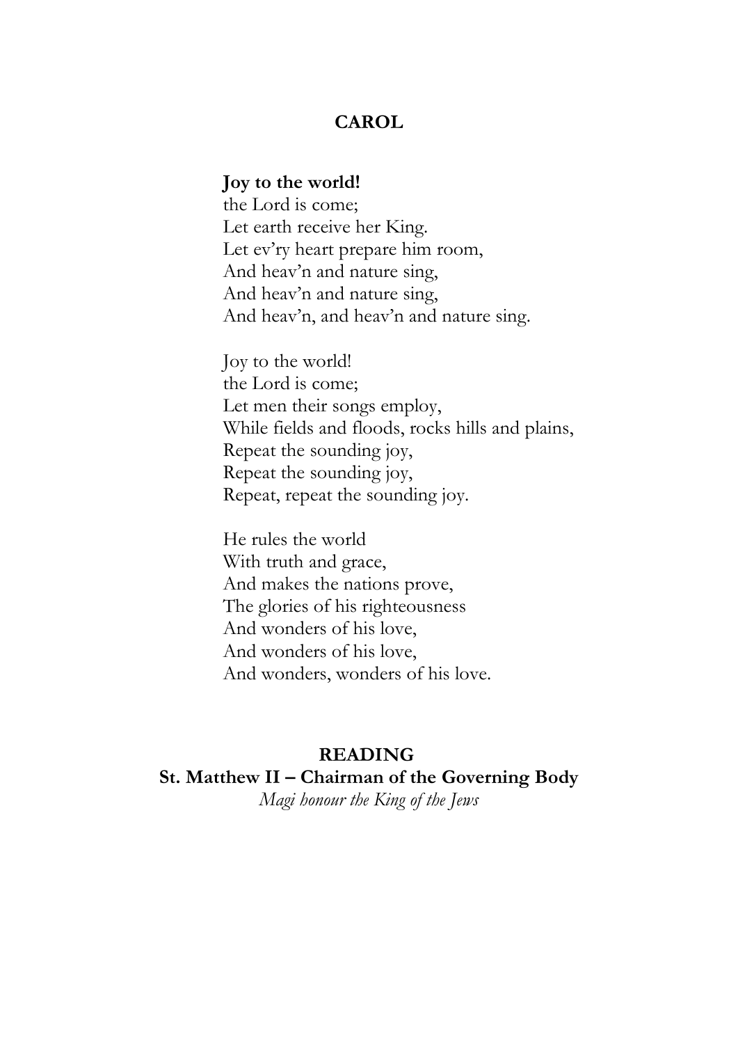## CAROL

**Joy to the world!**
the Lord is come;
Let earth receive her King.
Let ev'ry heart prepare him room,
And heav'n and nature sing,
And heav'n and nature sing,
And heav'n, and heav'n and nature sing.

Joy to the world!
the Lord is come;
Let men their songs employ,
While fields and floods, rocks hills and plains,
Repeat the sounding joy,
Repeat the sounding joy,
Repeat, repeat the sounding joy.

He rules the world
With truth and grace,
And makes the nations prove,
The glories of his righteousness
And wonders of his love,
And wonders of his love,
And wonders, wonders of his love.

## READING

**St. Matthew II – Chairman of the Governing Body**

*Magi honour the King of the Jews*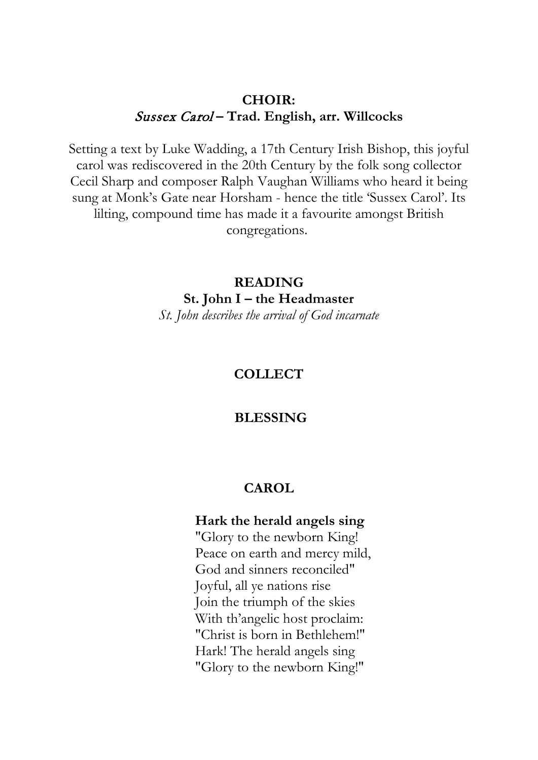**CHOIR:**
***Sussex Carol* – Trad. English, arr. Willcocks**

Setting a text by Luke Wadding, a 17th Century Irish Bishop, this joyful carol was rediscovered in the 20th Century by the folk song collector Cecil Sharp and composer Ralph Vaughan Williams who heard it being sung at Monk's Gate near Horsham - hence the title 'Sussex Carol'. Its lilting, compound time has made it a favourite amongst British congregations.

**READING**
**St. John I – the Headmaster**
*St. John describes the arrival of God incarnate*

**COLLECT**

**BLESSING**

**CAROL**

**Hark the herald angels sing**
"Glory to the newborn King!
Peace on earth and mercy mild,
God and sinners reconciled"
Joyful, all ye nations rise
Join the triumph of the skies
With th'angelic host proclaim:
"Christ is born in Bethlehem!"
Hark! The herald angels sing
"Glory to the newborn King!"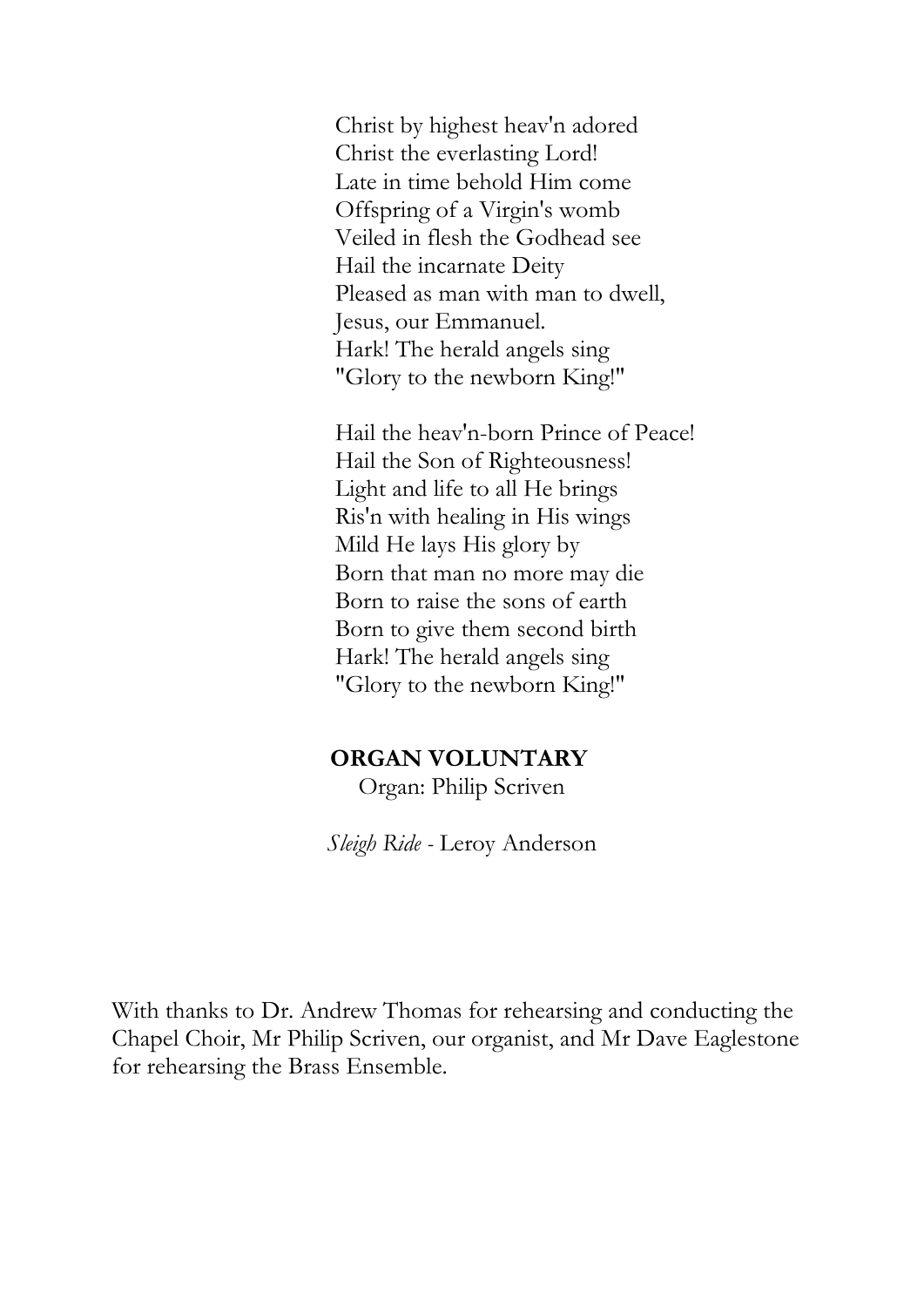Christ by highest heav'n adored  
Christ the everlasting Lord!  
Late in time behold Him come  
Offspring of a Virgin's womb  
Veiled in flesh the Godhead see  
Hail the incarnate Deity  
Pleased as man with man to dwell,  
Jesus, our Emmanuel.  
Hark! The herald angels sing  
"Glory to the newborn King!"

Hail the heav'n-born Prince of Peace!  
Hail the Son of Righteousness!  
Light and life to all He brings  
Ris'n with healing in His wings  
Mild He lays His glory by  
Born that man no more may die  
Born to raise the sons of earth  
Born to give them second birth  
Hark! The herald angels sing  
"Glory to the newborn King!"

**ORGAN VOLUNTARY**

Organ: Philip Scriven

*Sleigh Ride* - Leroy Anderson

With thanks to Dr. Andrew Thomas for rehearsing and conducting the Chapel Choir, Mr Philip Scriven, our organist, and Mr Dave Eaglestone for rehearsing the Brass Ensemble.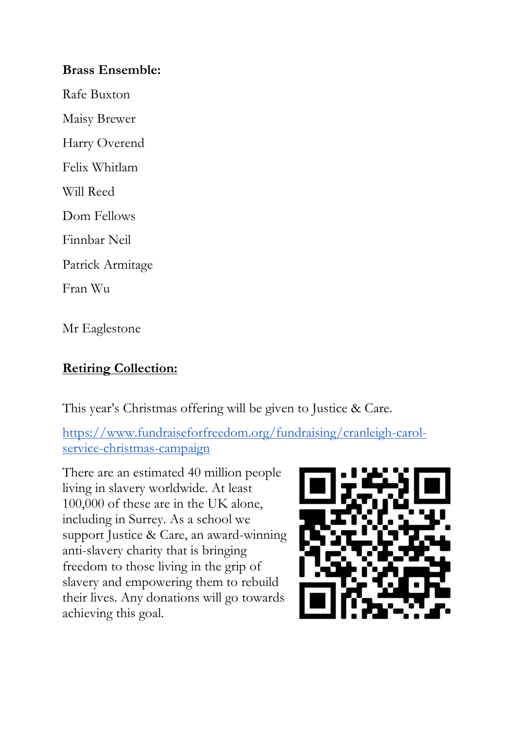**Brass Ensemble:**

Rafe Buxton

Maisy Brewer

Harry Overend

Felix Whitlam

Will Reed

Dom Fellows

Finnbar Neil

Patrick Armitage

Fran Wu

Mr Eaglestone

**Retiring Collection:**

This year's Christmas offering will be given to Justice & Care.

[https://www.fundraiseforfreedom.org/fundraising/cranleigh-carol-service-christmas-campaign](https://www.fundraiseforfreedom.org/fundraising/cranleigh-carol-service-christmas-campaign)

There are an estimated 40 million people living in slavery worldwide. At least 100,000 of these are in the UK alone, including in Surrey. As a school we support Justice & Care, an award-winning anti-slavery charity that is bringing freedom to those living in the grip of slavery and empowering them to rebuild their lives. Any donations will go towards achieving this goal.